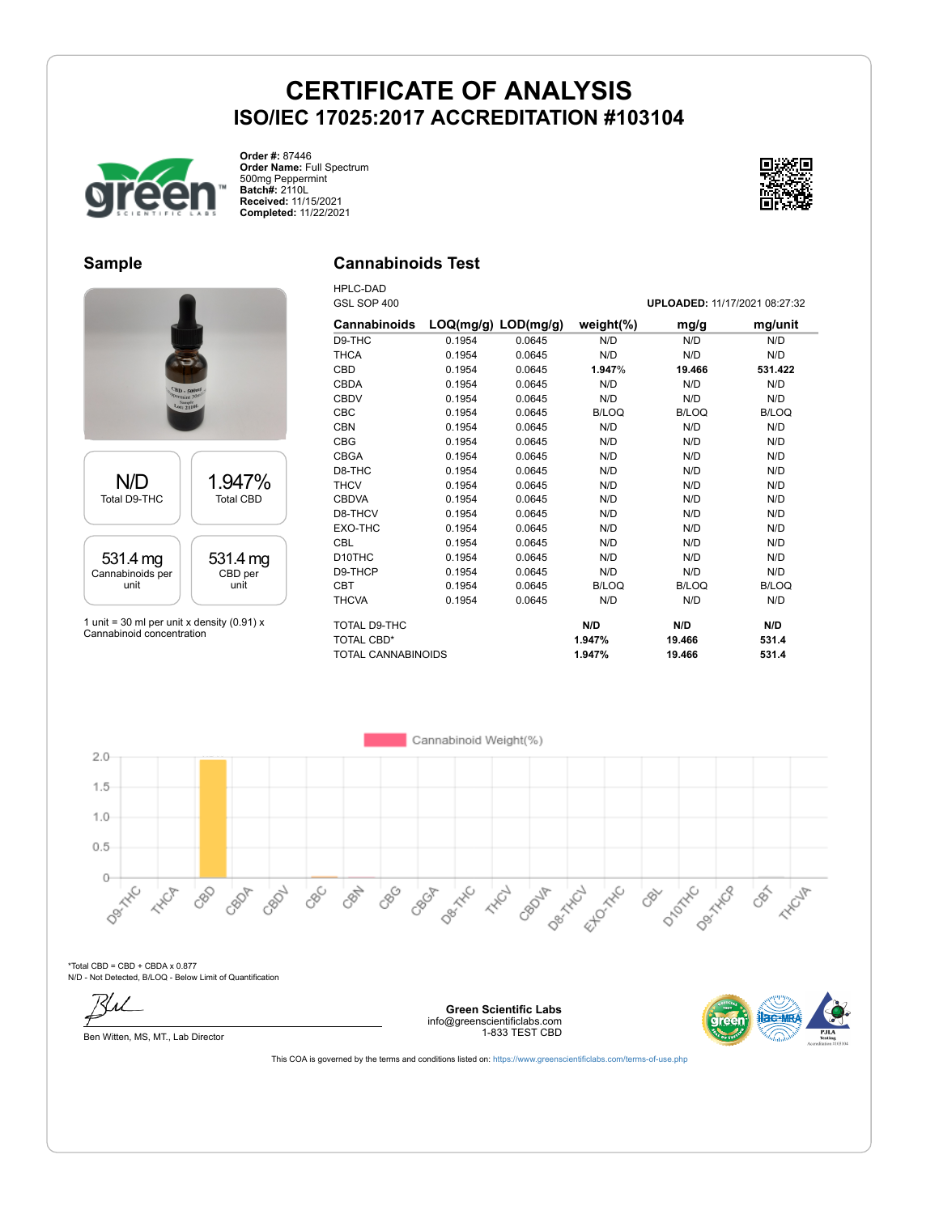# CERTIFICATE OF ANALYSIS

## ISO/IEC 17025:2017 ACCREDITATION #103104

**Order #:** 87446
**Order Name:** Full Spectrum 500mg Peppermint
**Batch#:** 2110L
**Received:** 11/15/2021
**Completed:** 11/22/2021

## Sample

| N/D | 1.947% |
|---|---|
| Total D9-THC | Total CBD |

| 531.4 mg | 531.4 mg |
|---|---|
| Cannabinoids per unit | CBD per unit |

1 unit = 30 ml per unit x density (0.91) x Cannabinoid concentration

## Cannabinoids Test

HPLC-DAD
GSL SOP 400

**UPLOADED:** 11/17/2021 08:27:32

| Cannabinoids | LOQ(mg/g) | LOD(mg/g) | weight(%) | mg/g | mg/unit |
|---|---|---|---|---|---|
| D9-THC | 0.1954 | 0.0645 | N/D | N/D | N/D |
| THCA | 0.1954 | 0.0645 | N/D | N/D | N/D |
| CBD | 0.1954 | 0.0645 | **1.947%** | **19.466** | **531.422** |
| CBDA | 0.1954 | 0.0645 | N/D | N/D | N/D |
| CBDV | 0.1954 | 0.0645 | N/D | N/D | N/D |
| CBC | 0.1954 | 0.0645 | B/LOQ | B/LOQ | B/LOQ |
| CBN | 0.1954 | 0.0645 | N/D | N/D | N/D |
| CBG | 0.1954 | 0.0645 | N/D | N/D | N/D |
| CBGA | 0.1954 | 0.0645 | N/D | N/D | N/D |
| D8-THC | 0.1954 | 0.0645 | N/D | N/D | N/D |
| THCV | 0.1954 | 0.0645 | N/D | N/D | N/D |
| CBDVA | 0.1954 | 0.0645 | N/D | N/D | N/D |
| D8-THCV | 0.1954 | 0.0645 | N/D | N/D | N/D |
| EXO-THC | 0.1954 | 0.0645 | N/D | N/D | N/D |
| CBL | 0.1954 | 0.0645 | N/D | N/D | N/D |
| D10THC | 0.1954 | 0.0645 | N/D | N/D | N/D |
| D9-THCP | 0.1954 | 0.0645 | N/D | N/D | N/D |
| CBT | 0.1954 | 0.0645 | B/LOQ | B/LOQ | B/LOQ |
| THCVA | 0.1954 | 0.0645 | N/D | N/D | N/D |
| TOTAL D9-THC | | | **N/D** | **N/D** | **N/D** |
| TOTAL CBD* | | | **1.947%** | **19.466** | **531.4** |
| TOTAL CANNABINOIDS | | | **1.947%** | **19.466** | **531.4** |

*Total CBD = CBD + CBDA x 0.877
N/D - Not Detected, B/LOQ - Below Limit of Quantification

Ben Witten, MS, MT., Lab Director

**Green Scientific Labs**
info@greenscientificlabs.com
1-833 TEST CBD

This COA is governed by the terms and conditions listed on: https://www.greenscientificlabs.com/terms-of-use.php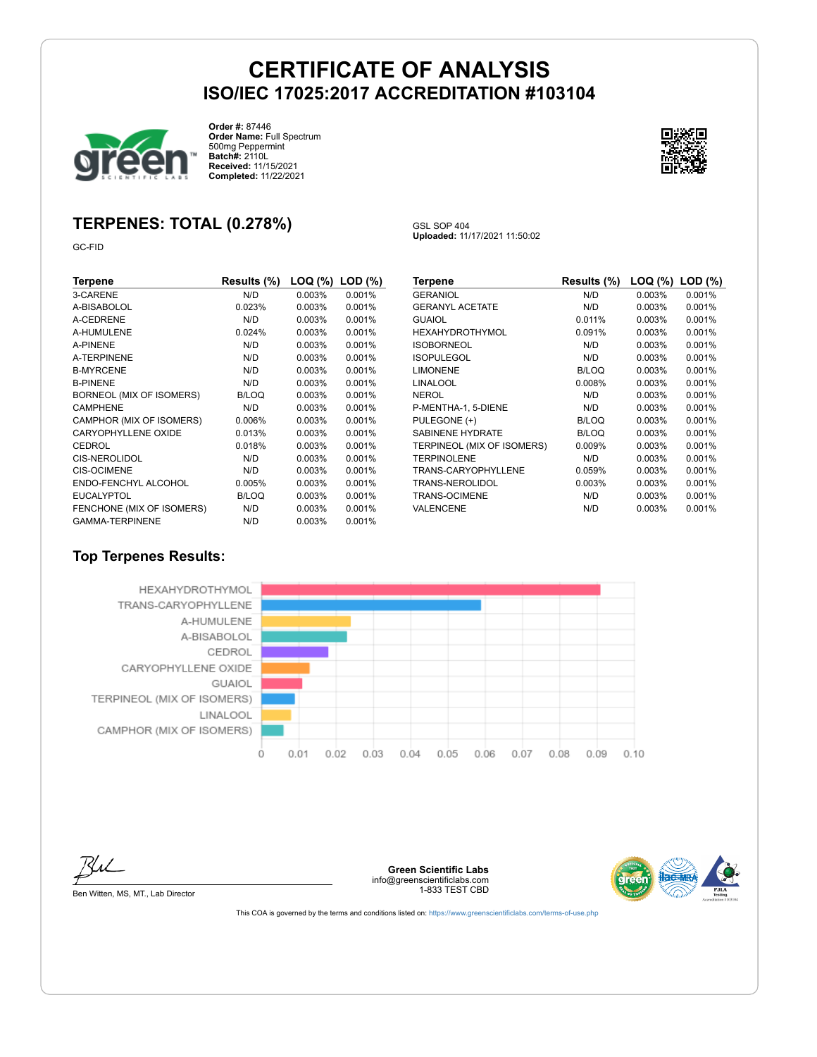# CERTIFICATE OF ANALYSIS

## ISO/IEC 17025:2017 ACCREDITATION #103104

**Order #:** 87446
**Order Name:** Full Spectrum 500mg Peppermint
**Batch#:** 2110L
**Received:** 11/15/2021
**Completed:** 11/22/2021

## TERPENES: TOTAL (0.278%)

GC-FID

GSL SOP 404
**Uploaded:** 11/17/2021 11:50:02

| Terpene | Results (%) | LOQ (%) | LOD (%) |
|---|---|---|---|
| 3-CARENE | N/D | 0.003% | 0.001% |
| A-BISABOLOL | 0.023% | 0.003% | 0.001% |
| A-CEDRENE | N/D | 0.003% | 0.001% |
| A-HUMULENE | 0.024% | 0.003% | 0.001% |
| A-PINENE | N/D | 0.003% | 0.001% |
| A-TERPINENE | N/D | 0.003% | 0.001% |
| B-MYRCENE | N/D | 0.003% | 0.001% |
| B-PINENE | N/D | 0.003% | 0.001% |
| BORNEOL (MIX OF ISOMERS) | B/LOQ | 0.003% | 0.001% |
| CAMPHENE | N/D | 0.003% | 0.001% |
| CAMPHOR (MIX OF ISOMERS) | 0.006% | 0.003% | 0.001% |
| CARYOPHYLLENE OXIDE | 0.013% | 0.003% | 0.001% |
| CEDROL | 0.018% | 0.003% | 0.001% |
| CIS-NEROLIDOL | N/D | 0.003% | 0.001% |
| CIS-OCIMENE | N/D | 0.003% | 0.001% |
| ENDO-FENCHYL ALCOHOL | 0.005% | 0.003% | 0.001% |
| EUCALYPTOL | B/LOQ | 0.003% | 0.001% |
| FENCHONE (MIX OF ISOMERS) | N/D | 0.003% | 0.001% |
| GAMMA-TERPINENE | N/D | 0.003% | 0.001% |
| GERANIOL | N/D | 0.003% | 0.001% |
| GERANYL ACETATE | N/D | 0.003% | 0.001% |
| GUAIOL | 0.011% | 0.003% | 0.001% |
| HEXAHYDROTHYMOL | 0.091% | 0.003% | 0.001% |
| ISOBORNEOL | N/D | 0.003% | 0.001% |
| ISOPULEGOL | N/D | 0.003% | 0.001% |
| LIMONENE | B/LOQ | 0.003% | 0.001% |
| LINALOOL | 0.008% | 0.003% | 0.001% |
| NEROL | N/D | 0.003% | 0.001% |
| P-MENTHA-1, 5-DIENE | N/D | 0.003% | 0.001% |
| PULEGONE (+) | B/LOQ | 0.003% | 0.001% |
| SABINENE HYDRATE | B/LOQ | 0.003% | 0.001% |
| TERPINEOL (MIX OF ISOMERS) | 0.009% | 0.003% | 0.001% |
| TERPINOLENE | N/D | 0.003% | 0.001% |
| TRANS-CARYOPHYLLENE | 0.059% | 0.003% | 0.001% |
| TRANS-NEROLIDOL | 0.003% | 0.003% | 0.001% |
| TRANS-OCIMENE | N/D | 0.003% | 0.001% |
| VALENCENE | N/D | 0.003% | 0.001% |

## Top Terpenes Results:

| Terpene | Result (%) |
|---|---|
| HEXAHYDROTHYMOL | 0.091 |
| TRANS-CARYOPHYLLENE | 0.059 |
| A-HUMULENE | 0.024 |
| A-BISABOLOL | 0.023 |
| CEDROL | 0.018 |
| CARYOPHYLLENE OXIDE | 0.013 |
| GUAIOL | 0.011 |
| TERPINEOL (MIX OF ISOMERS) | 0.009 |
| LINALOOL | 0.008 |
| CAMPHOR (MIX OF ISOMERS) | 0.006 |

Ben Witten, MS, MT., Lab Director

**Green Scientific Labs**
info@greenscientificlabs.com
1-833 TEST CBD

This COA is governed by the terms and conditions listed on: https://www.greenscientificlabs.com/terms-of-use.php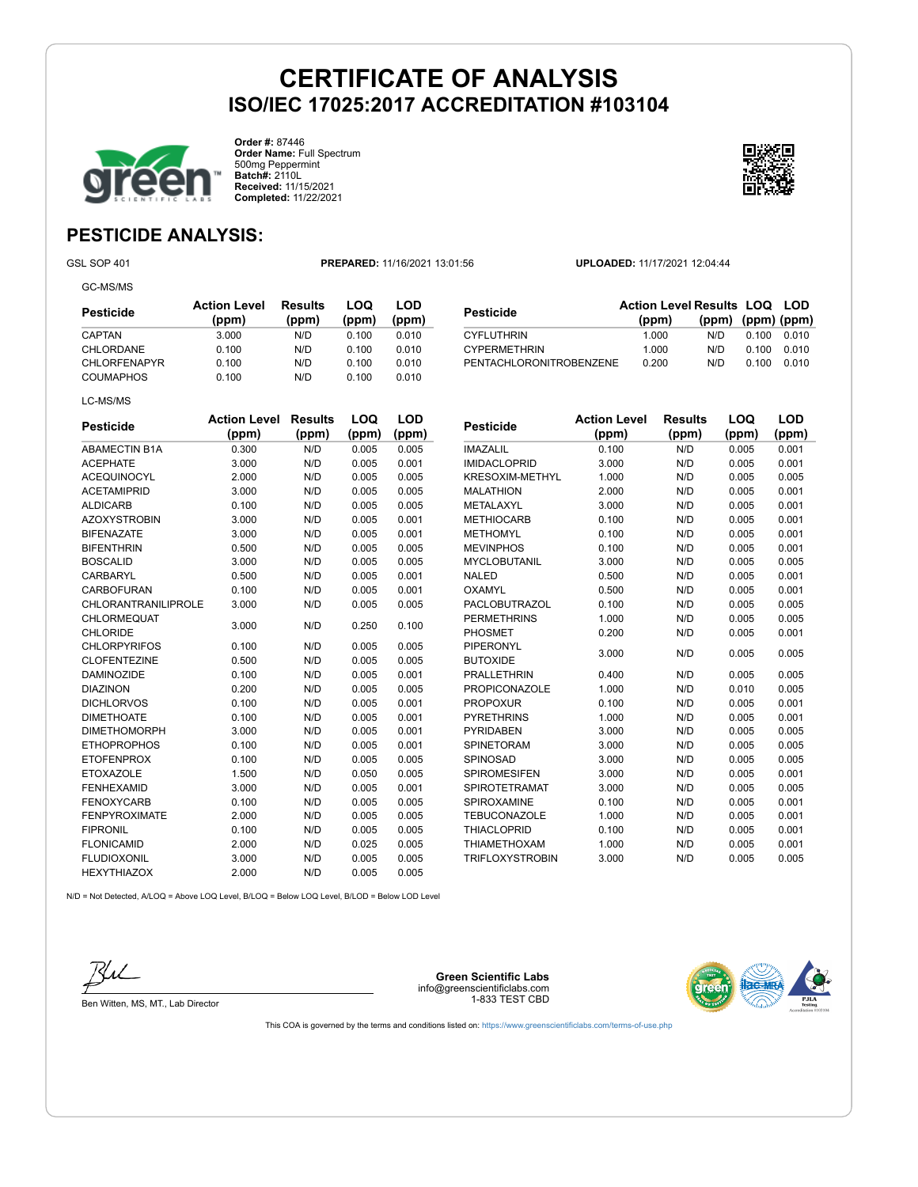# CERTIFICATE OF ANALYSIS

## ISO/IEC 17025:2017 ACCREDITATION #103104

**Order #:** 87446
**Order Name:** Full Spectrum 500mg Peppermint
**Batch#:** 2110L
**Received:** 11/15/2021
**Completed:** 11/22/2021

## PESTICIDE ANALYSIS:

GSL SOP 401 **PREPARED:** 11/16/2021 13:01:56 **UPLOADED:** 11/17/2021 12:04:44

GC-MS/MS

| Pesticide | Action Level (ppm) | Results (ppm) | LOQ (ppm) | LOD (ppm) |
|---|---|---|---|---|
| CAPTAN | 3.000 | N/D | 0.100 | 0.010 |
| CHLORDANE | 0.100 | N/D | 0.100 | 0.010 |
| CHLORFENAPYR | 0.100 | N/D | 0.100 | 0.010 |
| COUMAPHOS | 0.100 | N/D | 0.100 | 0.010 |
| CYFLUTHRIN | 1.000 | N/D | 0.100 | 0.010 |
| CYPERMETHRIN | 1.000 | N/D | 0.100 | 0.010 |
| PENTACHLORONITROBENZENE | 0.200 | N/D | 0.100 | 0.010 |

LC-MS/MS

| Pesticide | Action Level (ppm) | Results (ppm) | LOQ (ppm) | LOD (ppm) |
|---|---|---|---|---|
| ABAMECTIN B1A | 0.300 | N/D | 0.005 | 0.005 |
| ACEPHATE | 3.000 | N/D | 0.005 | 0.001 |
| ACEQUINOCYL | 2.000 | N/D | 0.005 | 0.005 |
| ACETAMIPRID | 3.000 | N/D | 0.005 | 0.005 |
| ALDICARB | 0.100 | N/D | 0.005 | 0.005 |
| AZOXYSTROBIN | 3.000 | N/D | 0.005 | 0.001 |
| BIFENAZATE | 3.000 | N/D | 0.005 | 0.001 |
| BIFENTHRIN | 0.500 | N/D | 0.005 | 0.005 |
| BOSCALID | 3.000 | N/D | 0.005 | 0.005 |
| CARBARYL | 0.500 | N/D | 0.005 | 0.001 |
| CARBOFURAN | 0.100 | N/D | 0.005 | 0.001 |
| CHLORANTRANILIPROLE | 3.000 | N/D | 0.005 | 0.005 |
| CHLORMEQUAT CHLORIDE | 3.000 | N/D | 0.250 | 0.100 |
| CHLORPYRIFOS | 0.100 | N/D | 0.005 | 0.005 |
| CLOFENTEZINE | 0.500 | N/D | 0.005 | 0.005 |
| DAMINOZIDE | 0.100 | N/D | 0.005 | 0.001 |
| DIAZINON | 0.200 | N/D | 0.005 | 0.005 |
| DICHLORVOS | 0.100 | N/D | 0.005 | 0.001 |
| DIMETHOATE | 0.100 | N/D | 0.005 | 0.001 |
| DIMETHOMORPH | 3.000 | N/D | 0.005 | 0.001 |
| ETHOPROPHOS | 0.100 | N/D | 0.005 | 0.001 |
| ETOFENPROX | 0.100 | N/D | 0.005 | 0.005 |
| ETOXAZOLE | 1.500 | N/D | 0.050 | 0.005 |
| FENHEXAMID | 3.000 | N/D | 0.005 | 0.001 |
| FENOXYCARB | 0.100 | N/D | 0.005 | 0.005 |
| FENPYROXIMATE | 2.000 | N/D | 0.005 | 0.005 |
| FIPRONIL | 0.100 | N/D | 0.005 | 0.005 |
| FLONICAMID | 2.000 | N/D | 0.025 | 0.005 |
| FLUDIOXONIL | 3.000 | N/D | 0.005 | 0.005 |
| HEXYTHIAZOX | 2.000 | N/D | 0.005 | 0.005 |
| IMAZALIL | 0.100 | N/D | 0.005 | 0.001 |
| IMIDACLOPRID | 3.000 | N/D | 0.005 | 0.001 |
| KRESOXIM-METHYL | 1.000 | N/D | 0.005 | 0.005 |
| MALATHION | 2.000 | N/D | 0.005 | 0.001 |
| METALAXYL | 3.000 | N/D | 0.005 | 0.001 |
| METHIOCARB | 0.100 | N/D | 0.005 | 0.001 |
| METHOMYL | 0.100 | N/D | 0.005 | 0.001 |
| MEVINPHOS | 0.100 | N/D | 0.005 | 0.001 |
| MYCLOBUTANIL | 3.000 | N/D | 0.005 | 0.005 |
| NALED | 0.500 | N/D | 0.005 | 0.001 |
| OXAMYL | 0.500 | N/D | 0.005 | 0.001 |
| PACLOBUTRAZOL | 0.100 | N/D | 0.005 | 0.005 |
| PERMETHRINS | 1.000 | N/D | 0.005 | 0.005 |
| PHOSMET | 0.200 | N/D | 0.005 | 0.001 |
| PIPERONYL BUTOXIDE | 3.000 | N/D | 0.005 | 0.005 |
| PRALLETHRIN | 0.400 | N/D | 0.005 | 0.005 |
| PROPICONAZOLE | 1.000 | N/D | 0.010 | 0.005 |
| PROPOXUR | 0.100 | N/D | 0.005 | 0.001 |
| PYRETHRINS | 1.000 | N/D | 0.005 | 0.001 |
| PYRIDABEN | 3.000 | N/D | 0.005 | 0.005 |
| SPINETORAM | 3.000 | N/D | 0.005 | 0.005 |
| SPINOSAD | 3.000 | N/D | 0.005 | 0.005 |
| SPIROMESIFEN | 3.000 | N/D | 0.005 | 0.001 |
| SPIROTETRAMAT | 3.000 | N/D | 0.005 | 0.005 |
| SPIROXAMINE | 0.100 | N/D | 0.005 | 0.001 |
| TEBUCONAZOLE | 1.000 | N/D | 0.005 | 0.001 |
| THIACLOPRID | 0.100 | N/D | 0.005 | 0.001 |
| THIAMETHOXAM | 1.000 | N/D | 0.005 | 0.001 |
| TRIFLOXYSTROBIN | 3.000 | N/D | 0.005 | 0.005 |

N/D = Not Detected, A/LOQ = Above LOQ Level, B/LOQ = Below LOQ Level, B/LOD = Below LOD Level

Ben Witten, MS, MT., Lab Director

**Green Scientific Labs**
info@greenscientificlabs.com
1-833 TEST CBD

This COA is governed by the terms and conditions listed on: https://www.greenscientificlabs.com/terms-of-use.php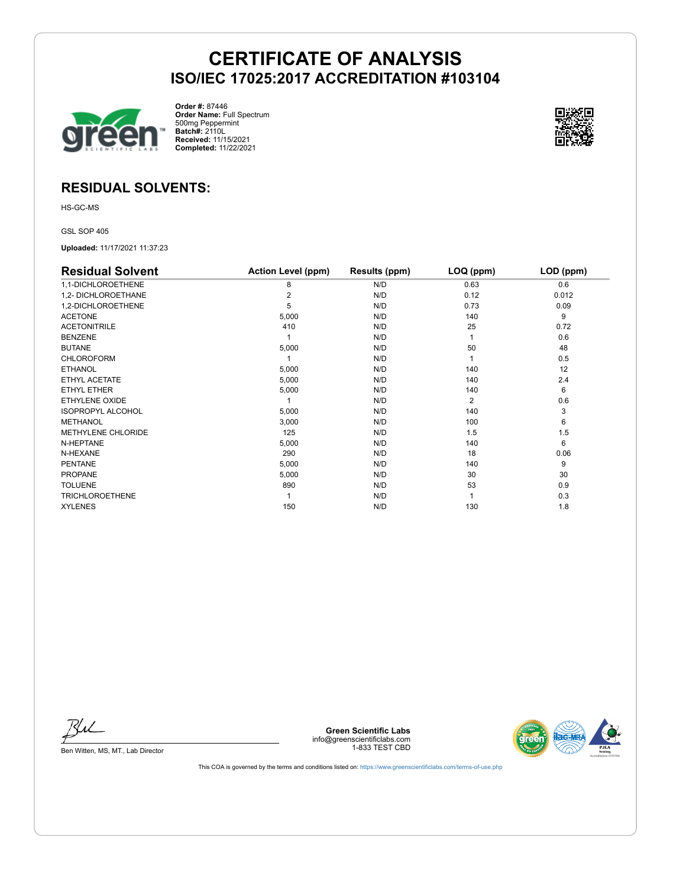# CERTIFICATE OF ANALYSIS

## ISO/IEC 17025:2017 ACCREDITATION #103104

**Order #:** 87446
**Order Name:** Full Spectrum 500mg Peppermint
**Batch#:** 2110L
**Received:** 11/15/2021
**Completed:** 11/22/2021

## RESIDUAL SOLVENTS:

HS-GC-MS

GSL SOP 405

**Uploaded:** 11/17/2021 11:37:23

| Residual Solvent | Action Level (ppm) | Results (ppm) | LOQ (ppm) | LOD (ppm) |
|---|---|---|---|---|
| 1,1-DICHLOROETHENE | 8 | N/D | 0.63 | 0.6 |
| 1,2- DICHLOROETHANE | 2 | N/D | 0.12 | 0.012 |
| 1,2-DICHLOROETHENE | 5 | N/D | 0.73 | 0.09 |
| ACETONE | 5,000 | N/D | 140 | 9 |
| ACETONITRILE | 410 | N/D | 25 | 0.72 |
| BENZENE | 1 | N/D | 1 | 0.6 |
| BUTANE | 5,000 | N/D | 50 | 48 |
| CHLOROFORM | 1 | N/D | 1 | 0.5 |
| ETHANOL | 5,000 | N/D | 140 | 12 |
| ETHYL ACETATE | 5,000 | N/D | 140 | 2.4 |
| ETHYL ETHER | 5,000 | N/D | 140 | 6 |
| ETHYLENE OXIDE | 1 | N/D | 2 | 0.6 |
| ISOPROPYL ALCOHOL | 5,000 | N/D | 140 | 3 |
| METHANOL | 3,000 | N/D | 100 | 6 |
| METHYLENE CHLORIDE | 125 | N/D | 1.5 | 1.5 |
| N-HEPTANE | 5,000 | N/D | 140 | 6 |
| N-HEXANE | 290 | N/D | 18 | 0.06 |
| PENTANE | 5,000 | N/D | 140 | 9 |
| PROPANE | 5,000 | N/D | 30 | 30 |
| TOLUENE | 890 | N/D | 53 | 0.9 |
| TRICHLOROETHENE | 1 | N/D | 1 | 0.3 |
| XYLENES | 150 | N/D | 130 | 1.8 |

Ben Witten, MS, MT., Lab Director

**Green Scientific Labs**
info@greenscientificlabs.com
1-833 TEST CBD

This COA is governed by the terms and conditions listed on: https://www.greenscientificlabs.com/terms-of-use.php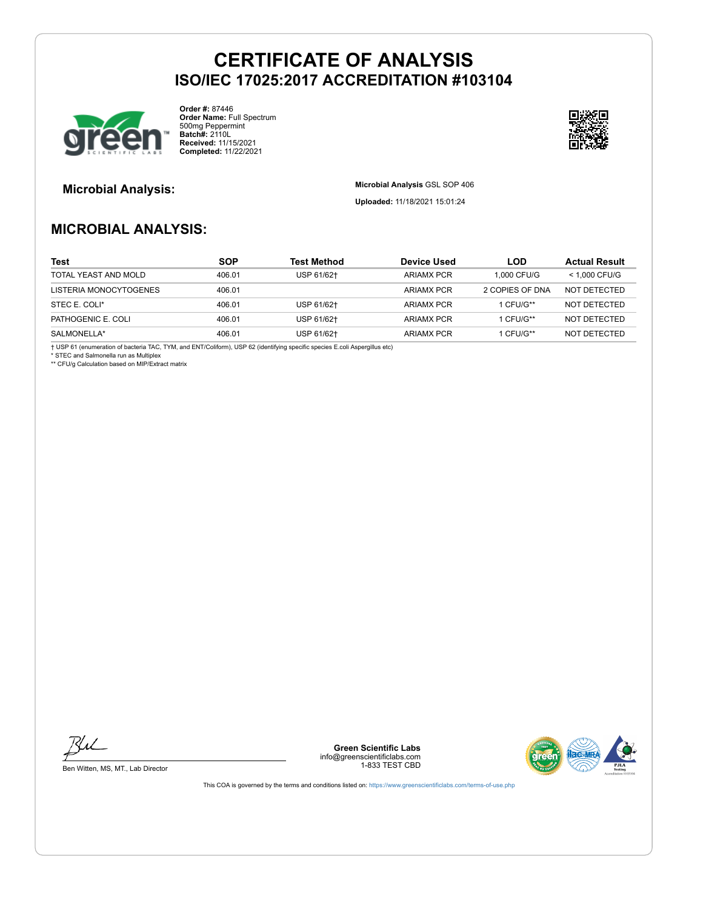# CERTIFICATE OF ANALYSIS
## ISO/IEC 17025:2017 ACCREDITATION #103104

**Order #:** 87446
**Order Name:** Full Spectrum 500mg Peppermint
**Batch#:** 2110L
**Received:** 11/15/2021
**Completed:** 11/22/2021

**Microbial Analysis:**

**Microbial Analysis** GSL SOP 406

**Uploaded:** 11/18/2021 15:01:24

## MICROBIAL ANALYSIS:

| Test | SOP | Test Method | Device Used | LOD | Actual Result |
|---|---|---|---|---|---|
| TOTAL YEAST AND MOLD | 406.01 | USP 61/62† | ARIAMX PCR | 1,000 CFU/G | < 1,000 CFU/G |
| LISTERIA MONOCYTOGENES | 406.01 | | ARIAMX PCR | 2 COPIES OF DNA | NOT DETECTED |
| STEC E. COLI* | 406.01 | USP 61/62† | ARIAMX PCR | 1 CFU/G** | NOT DETECTED |
| PATHOGENIC E. COLI | 406.01 | USP 61/62† | ARIAMX PCR | 1 CFU/G** | NOT DETECTED |
| SALMONELLA* | 406.01 | USP 61/62† | ARIAMX PCR | 1 CFU/G** | NOT DETECTED |

† USP 61 (enumeration of bacteria TAC, TYM, and ENT/Coliform), USP 62 (identifying specific species E.coli Aspergillus etc)
* STEC and Salmonella run as Multiplex
** CFU/g Calculation based on MIP/Extract matrix

Ben Witten, MS, MT., Lab Director

**Green Scientific Labs**
info@greenscientificlabs.com
1-833 TEST CBD

This COA is governed by the terms and conditions listed on: https://www.greenscientificlabs.com/terms-of-use.php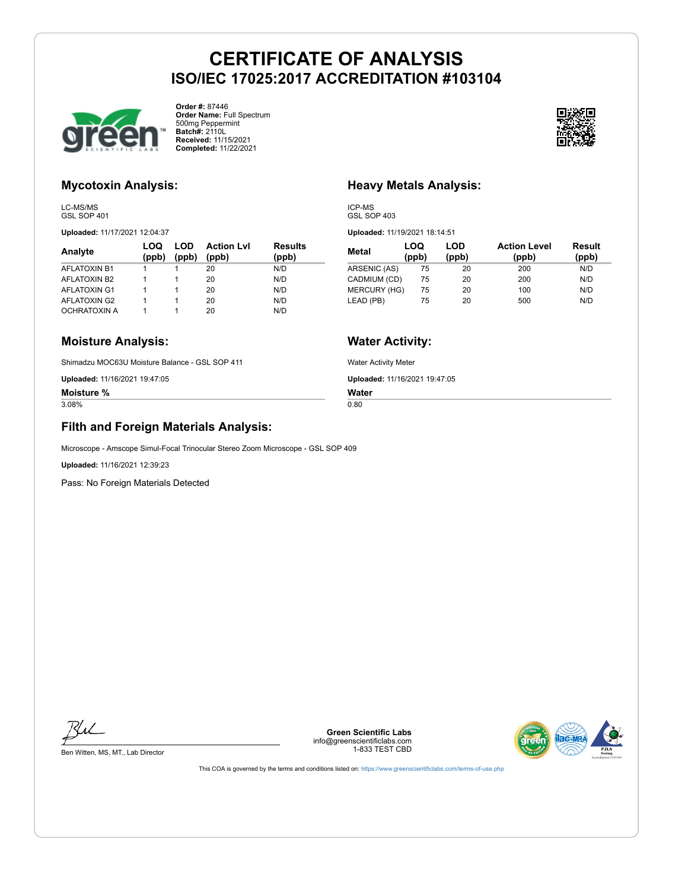# CERTIFICATE OF ANALYSIS
## ISO/IEC 17025:2017 ACCREDITATION #103104

**Order #:** 87446
**Order Name:** Full Spectrum 500mg Peppermint
**Batch#:** 2110L
**Received:** 11/15/2021
**Completed:** 11/22/2021

## Mycotoxin Analysis:

LC-MS/MS
GSL SOP 401

**Uploaded:** 11/17/2021 12:04:37

| Analyte | LOQ (ppb) | LOD (ppb) | Action Lvl (ppb) | Results (ppb) |
|---|---|---|---|---|
| AFLATOXIN B1 | 1 | 1 | 20 | N/D |
| AFLATOXIN B2 | 1 | 1 | 20 | N/D |
| AFLATOXIN G1 | 1 | 1 | 20 | N/D |
| AFLATOXIN G2 | 1 | 1 | 20 | N/D |
| OCHRATOXIN A | 1 | 1 | 20 | N/D |

## Heavy Metals Analysis:

ICP-MS
GSL SOP 403

**Uploaded:** 11/19/2021 18:14:51

| Metal | LOQ (ppb) | LOD (ppb) | Action Level (ppb) | Result (ppb) |
|---|---|---|---|---|
| ARSENIC (AS) | 75 | 20 | 200 | N/D |
| CADMIUM (CD) | 75 | 20 | 200 | N/D |
| MERCURY (HG) | 75 | 20 | 100 | N/D |
| LEAD (PB) | 75 | 20 | 500 | N/D |

## Moisture Analysis:

Shimadzu MOC63U Moisture Balance - GSL SOP 411

**Uploaded:** 11/16/2021 19:47:05

| Moisture % |
|---|
| 3.08% |

## Water Activity:

Water Activity Meter

**Uploaded:** 11/16/2021 19:47:05

| Water |
|---|
| 0.80 |

## Filth and Foreign Materials Analysis:

Microscope - Amscope Simul-Focal Trinocular Stereo Zoom Microscope - GSL SOP 409

**Uploaded:** 11/16/2021 12:39:23

Pass: No Foreign Materials Detected

Ben Witten, MS, MT., Lab Director

**Green Scientific Labs**
info@greenscientificlabs.com
1-833 TEST CBD

This COA is governed by the terms and conditions listed on: https://www.greenscientificlabs.com/terms-of-use.php